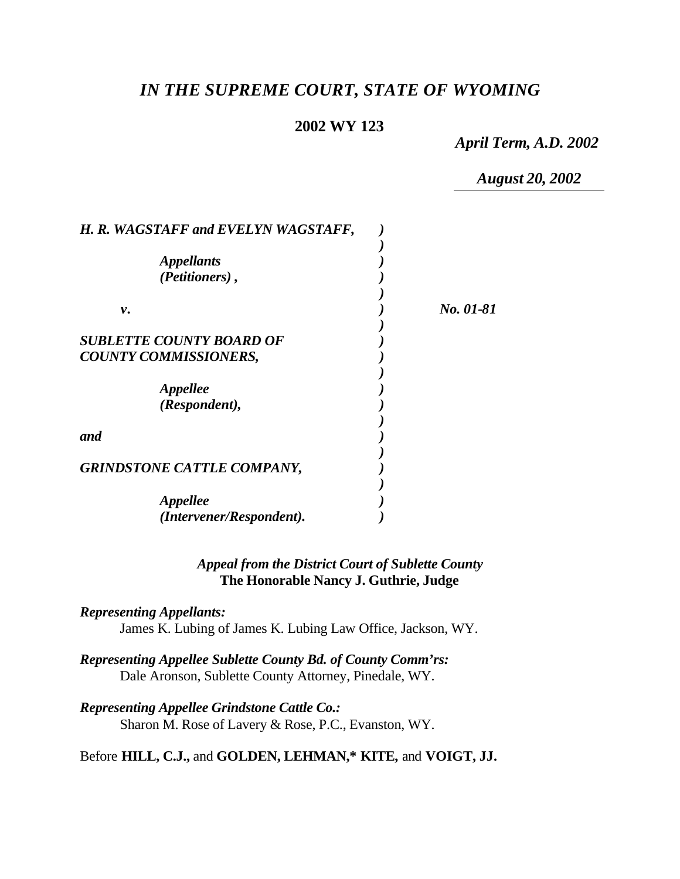# *IN THE SUPREME COURT, STATE OF WYOMING*

**2002 WY 123**

*April Term, A.D. 2002*

*August 20, 2002*

| | | |
|---|---|---|
| ***H. R. WAGSTAFF and EVELYN WAGSTAFF,*** | ***)*** | |
| ***Appellants (Petitioners) ,*** | ***)*** | |
| ***v.*** | ***)*** | ***No. 01-81*** |
| ***SUBLETTE COUNTY BOARD OF COUNTY COMMISSIONERS,*** | ***)*** | |
| ***Appellee (Respondent),*** | ***)*** | |
| ***and*** | ***)*** | |
| ***GRINDSTONE CATTLE COMPANY,*** | ***)*** | |
| ***Appellee (Intervener/Respondent).*** | ***)*** | |

***Appeal from the District Court of Sublette County***
**The Honorable Nancy J. Guthrie, Judge**

***Representing Appellants:***
James K. Lubing of James K. Lubing Law Office, Jackson, WY.

***Representing Appellee Sublette County Bd. of County Comm'rs:***
Dale Aronson, Sublette County Attorney, Pinedale, WY.

***Representing Appellee Grindstone Cattle Co.:***
Sharon M. Rose of Lavery & Rose, P.C., Evanston, WY.

Before **HILL, C.J.,** and **GOLDEN, LEHMAN,\* KITE,** and **VOIGT, JJ.**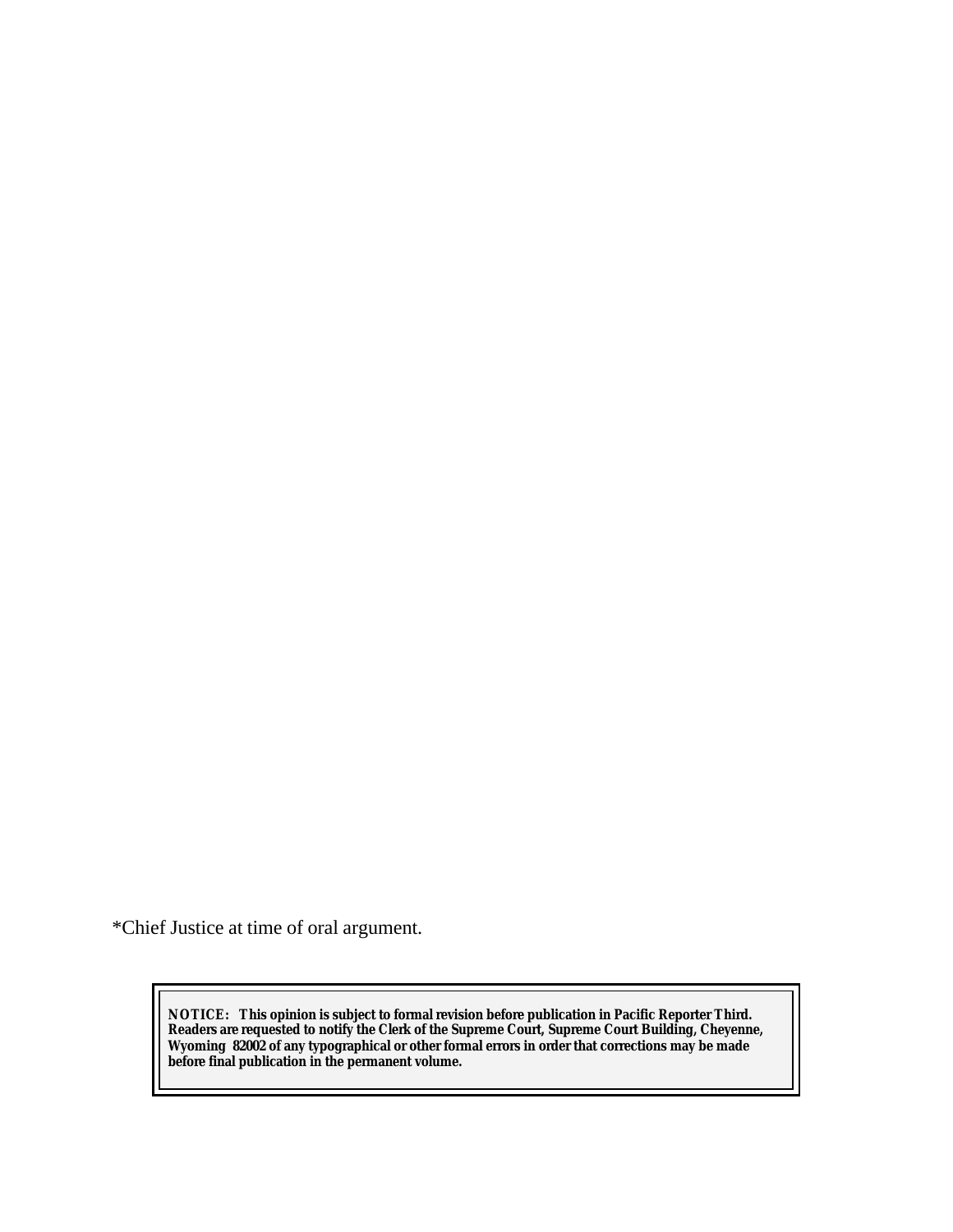*Chief Justice at time of oral argument.

**NOTICE: This opinion is subject to formal revision before publication in Pacific Reporter Third. Readers are requested to notify the Clerk of the Supreme Court, Supreme Court Building, Cheyenne, Wyoming 82002 of any typographical or other formal errors in order that corrections may be made before final publication in the permanent volume.**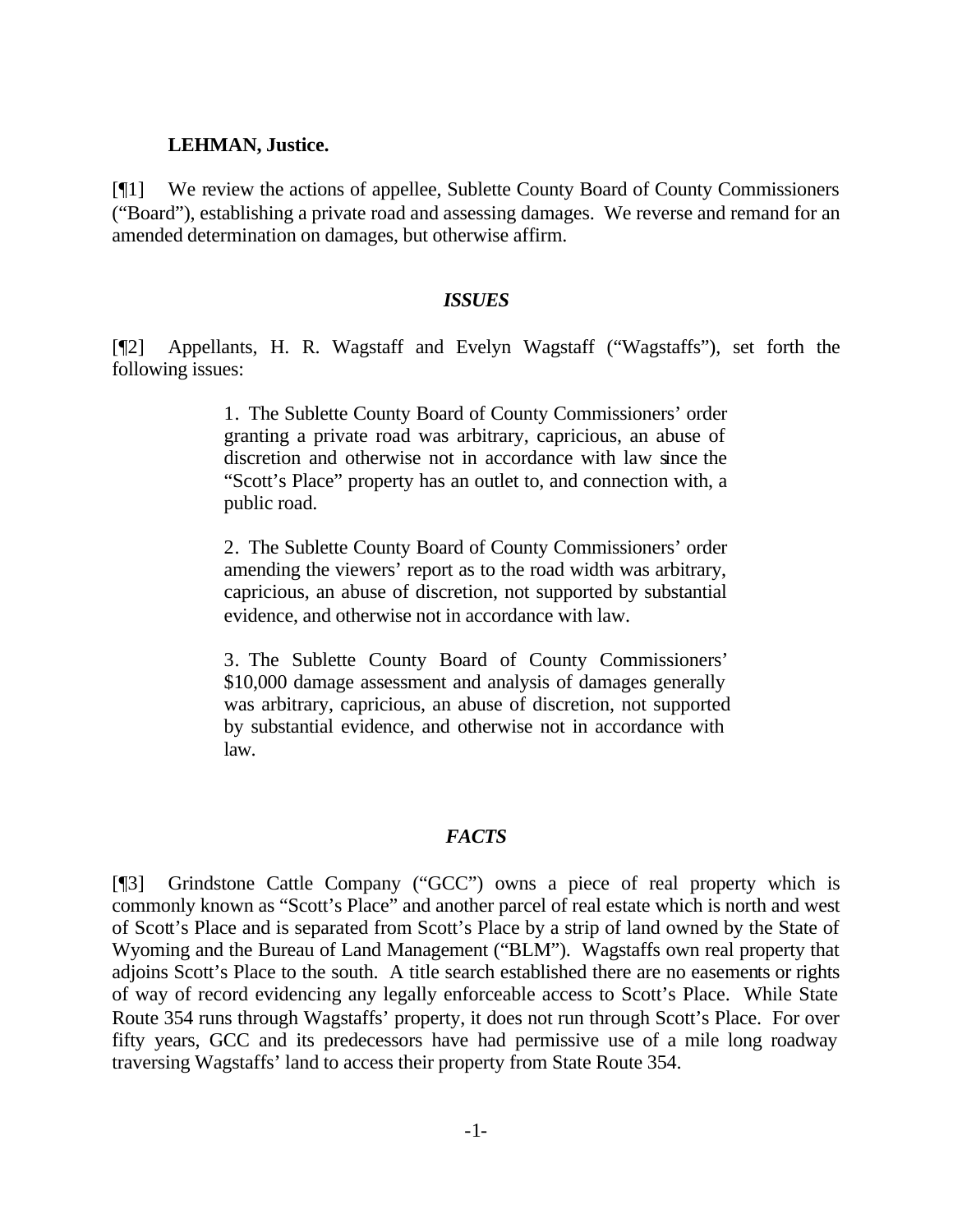**LEHMAN, Justice.**

[¶1] We review the actions of appellee, Sublette County Board of County Commissioners ("Board"), establishing a private road and assessing damages. We reverse and remand for an amended determination on damages, but otherwise affirm.

### *ISSUES*

[¶2] Appellants, H. R. Wagstaff and Evelyn Wagstaff ("Wagstaffs"), set forth the following issues:

> 1. The Sublette County Board of County Commissioners' order granting a private road was arbitrary, capricious, an abuse of discretion and otherwise not in accordance with law since the "Scott's Place" property has an outlet to, and connection with, a public road.
>
> 2. The Sublette County Board of County Commissioners' order amending the viewers' report as to the road width was arbitrary, capricious, an abuse of discretion, not supported by substantial evidence, and otherwise not in accordance with law.
>
> 3. The Sublette County Board of County Commissioners' $10,000 damage assessment and analysis of damages generally was arbitrary, capricious, an abuse of discretion, not supported by substantial evidence, and otherwise not in accordance with law.

### *FACTS*

[¶3] Grindstone Cattle Company ("GCC") owns a piece of real property which is commonly known as "Scott's Place" and another parcel of real estate which is north and west of Scott's Place and is separated from Scott's Place by a strip of land owned by the State of Wyoming and the Bureau of Land Management ("BLM"). Wagstaffs own real property that adjoins Scott's Place to the south. A title search established there are no easements or rights of way of record evidencing any legally enforceable access to Scott's Place. While State Route 354 runs through Wagstaffs' property, it does not run through Scott's Place. For over fifty years, GCC and its predecessors have had permissive use of a mile long roadway traversing Wagstaffs' land to access their property from State Route 354.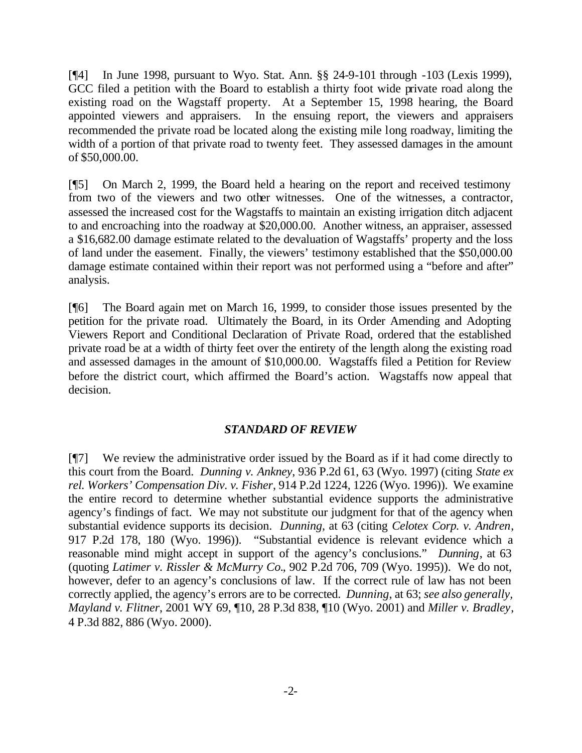[¶4] In June 1998, pursuant to Wyo. Stat. Ann. §§ 24-9-101 through -103 (Lexis 1999), GCC filed a petition with the Board to establish a thirty foot wide private road along the existing road on the Wagstaff property. At a September 15, 1998 hearing, the Board appointed viewers and appraisers. In the ensuing report, the viewers and appraisers recommended the private road be located along the existing mile long roadway, limiting the width of a portion of that private road to twenty feet. They assessed damages in the amount of $50,000.00.

[¶5] On March 2, 1999, the Board held a hearing on the report and received testimony from two of the viewers and two other witnesses. One of the witnesses, a contractor, assessed the increased cost for the Wagstaffs to maintain an existing irrigation ditch adjacent to and encroaching into the roadway at $20,000.00. Another witness, an appraiser, assessed a $16,682.00 damage estimate related to the devaluation of Wagstaffs' property and the loss of land under the easement. Finally, the viewers' testimony established that the $50,000.00 damage estimate contained within their report was not performed using a "before and after" analysis.

[¶6] The Board again met on March 16, 1999, to consider those issues presented by the petition for the private road. Ultimately the Board, in its Order Amending and Adopting Viewers Report and Conditional Declaration of Private Road, ordered that the established private road be at a width of thirty feet over the entirety of the length along the existing road and assessed damages in the amount of $10,000.00. Wagstaffs filed a Petition for Review before the district court, which affirmed the Board's action. Wagstaffs now appeal that decision.

### *STANDARD OF REVIEW*

[¶7] We review the administrative order issued by the Board as if it had come directly to this court from the Board. *Dunning v. Ankney*, 936 P.2d 61, 63 (Wyo. 1997) (citing *State ex rel. Workers' Compensation Div. v. Fisher*, 914 P.2d 1224, 1226 (Wyo. 1996)). We examine the entire record to determine whether substantial evidence supports the administrative agency's findings of fact. We may not substitute our judgment for that of the agency when substantial evidence supports its decision. *Dunning*, at 63 (citing *Celotex Corp. v. Andren*, 917 P.2d 178, 180 (Wyo. 1996)). "Substantial evidence is relevant evidence which a reasonable mind might accept in support of the agency's conclusions." *Dunning*, at 63 (quoting *Latimer v. Rissler & McMurry Co.*, 902 P.2d 706, 709 (Wyo. 1995)). We do not, however, defer to an agency's conclusions of law. If the correct rule of law has not been correctly applied, the agency's errors are to be corrected. *Dunning*, at 63; *see also generally*, *Mayland v. Flitner*, 2001 WY 69, ¶10, 28 P.3d 838, ¶10 (Wyo. 2001) and *Miller v. Bradley*, 4 P.3d 882, 886 (Wyo. 2000).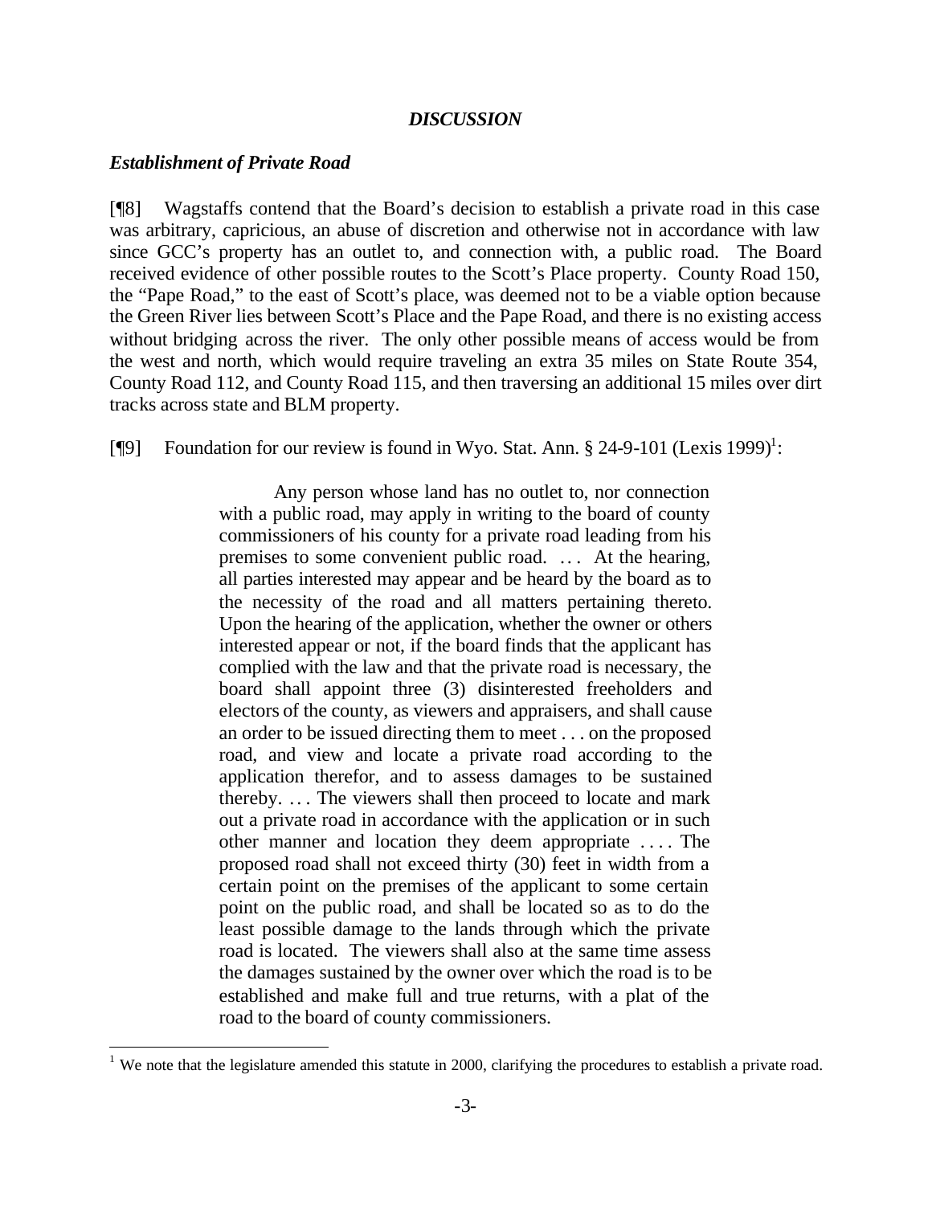## *DISCUSSION*

### *Establishment of Private Road*

[¶8] Wagstaffs contend that the Board's decision to establish a private road in this case was arbitrary, capricious, an abuse of discretion and otherwise not in accordance with law since GCC's property has an outlet to, and connection with, a public road. The Board received evidence of other possible routes to the Scott's Place property. County Road 150, the "Pape Road," to the east of Scott's place, was deemed not to be a viable option because the Green River lies between Scott's Place and the Pape Road, and there is no existing access without bridging across the river. The only other possible means of access would be from the west and north, which would require traveling an extra 35 miles on State Route 354, County Road 112, and County Road 115, and then traversing an additional 15 miles over dirt tracks across state and BLM property.

[¶9] Foundation for our review is found in Wyo. Stat. Ann. § 24-9-101 (Lexis 1999)[1]:

> Any person whose land has no outlet to, nor connection with a public road, may apply in writing to the board of county commissioners of his county for a private road leading from his premises to some convenient public road. . . . At the hearing, all parties interested may appear and be heard by the board as to the necessity of the road and all matters pertaining thereto. Upon the hearing of the application, whether the owner or others interested appear or not, if the board finds that the applicant has complied with the law and that the private road is necessary, the board shall appoint three (3) disinterested freeholders and electors of the county, as viewers and appraisers, and shall cause an order to be issued directing them to meet . . . on the proposed road, and view and locate a private road according to the application therefor, and to assess damages to be sustained thereby. . . . The viewers shall then proceed to locate and mark out a private road in accordance with the application or in such other manner and location they deem appropriate . . . . The proposed road shall not exceed thirty (30) feet in width from a certain point on the premises of the applicant to some certain point on the public road, and shall be located so as to do the least possible damage to the lands through which the private road is located. The viewers shall also at the same time assess the damages sustained by the owner over which the road is to be established and make full and true returns, with a plat of the road to the board of county commissioners.

[1] We note that the legislature amended this statute in 2000, clarifying the procedures to establish a private road.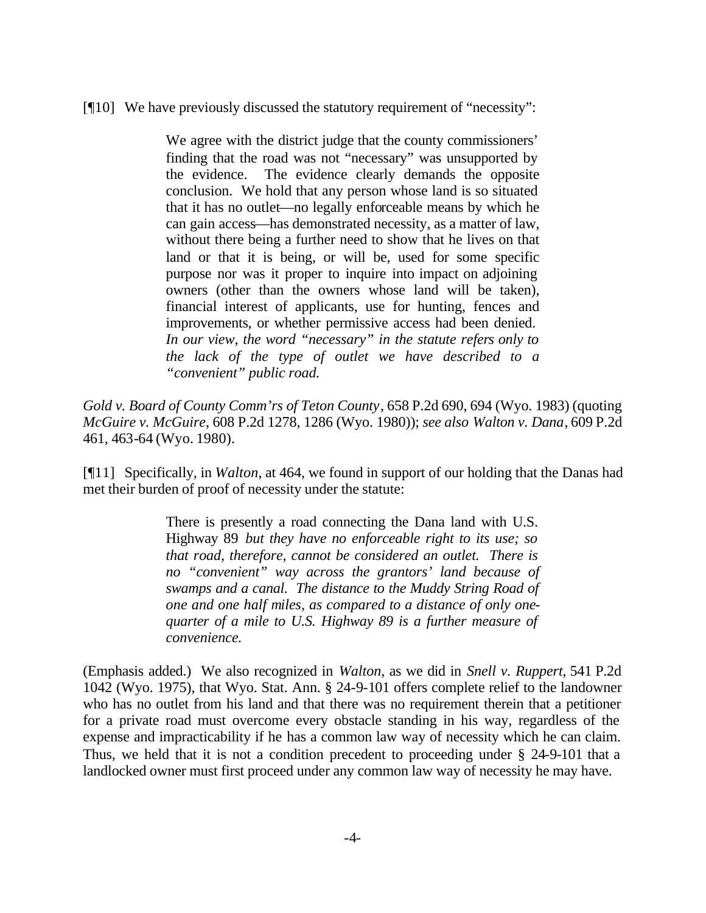[¶10] We have previously discussed the statutory requirement of "necessity":

> We agree with the district judge that the county commissioners' finding that the road was not "necessary" was unsupported by the evidence. The evidence clearly demands the opposite conclusion. We hold that any person whose land is so situated that it has no outlet—no legally enforceable means by which he can gain access—has demonstrated necessity, as a matter of law, without there being a further need to show that he lives on that land or that it is being, or will be, used for some specific purpose nor was it proper to inquire into impact on adjoining owners (other than the owners whose land will be taken), financial interest of applicants, use for hunting, fences and improvements, or whether permissive access had been denied. *In our view, the word "necessary" in the statute refers only to the lack of the type of outlet we have described to a "convenient" public road.*

*Gold v. Board of County Comm'rs of Teton County*, 658 P.2d 690, 694 (Wyo. 1983) (quoting *McGuire v. McGuire*, 608 P.2d 1278, 1286 (Wyo. 1980)); *see also Walton v. Dana*, 609 P.2d 461, 463-64 (Wyo. 1980).

[¶11] Specifically, in *Walton*, at 464, we found in support of our holding that the Danas had met their burden of proof of necessity under the statute:

> There is presently a road connecting the Dana land with U.S. Highway 89 *but they have no enforceable right to its use; so that road, therefore, cannot be considered an outlet. There is no "convenient" way across the grantors' land because of swamps and a canal. The distance to the Muddy String Road of one and one half miles, as compared to a distance of only one-quarter of a mile to U.S. Highway 89 is a further measure of convenience.*

(Emphasis added.) We also recognized in *Walton*, as we did in *Snell v. Ruppert*, 541 P.2d 1042 (Wyo. 1975), that Wyo. Stat. Ann. § 24-9-101 offers complete relief to the landowner who has no outlet from his land and that there was no requirement therein that a petitioner for a private road must overcome every obstacle standing in his way, regardless of the expense and impracticability if he has a common law way of necessity which he can claim. Thus, we held that it is not a condition precedent to proceeding under § 24-9-101 that a landlocked owner must first proceed under any common law way of necessity he may have.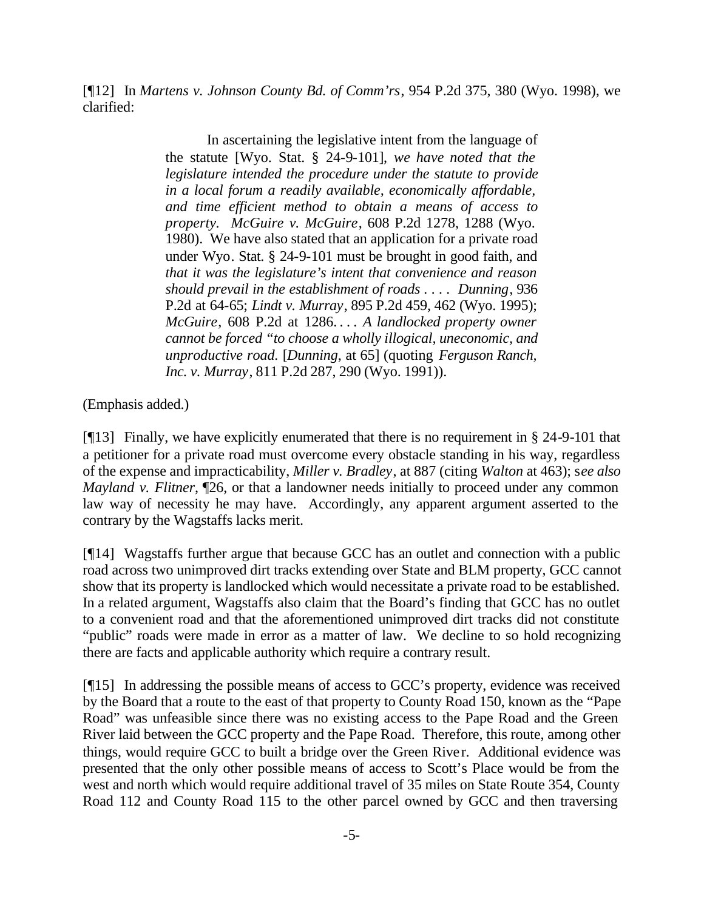[¶12] In *Martens v. Johnson County Bd. of Comm'rs*, 954 P.2d 375, 380 (Wyo. 1998), we clarified:

> In ascertaining the legislative intent from the language of the statute [Wyo. Stat. § 24-9-101], *we have noted that the legislature intended the procedure under the statute to provide in a local forum a readily available, economically affordable, and time efficient method to obtain a means of access to property. McGuire v. McGuire*, 608 P.2d 1278, 1288 (Wyo. 1980). We have also stated that an application for a private road under Wyo. Stat. § 24-9-101 must be brought in good faith, and *that it was the legislature's intent that convenience and reason should prevail in the establishment of roads . . . . Dunning*, 936 P.2d at 64-65; *Lindt v. Murray*, 895 P.2d 459, 462 (Wyo. 1995); *McGuire*, 608 P.2d at 1286. . . . *A landlocked property owner cannot be forced "to choose a wholly illogical, uneconomic, and unproductive road.* [*Dunning*, at 65] (quoting *Ferguson Ranch, Inc. v. Murray*, 811 P.2d 287, 290 (Wyo. 1991)).

(Emphasis added.)

[¶13] Finally, we have explicitly enumerated that there is no requirement in § 24-9-101 that a petitioner for a private road must overcome every obstacle standing in his way, regardless of the expense and impracticability, *Miller v. Bradley*, at 887 (citing *Walton* at 463); s*ee also Mayland v. Flitner*, ¶26, or that a landowner needs initially to proceed under any common law way of necessity he may have. Accordingly, any apparent argument asserted to the contrary by the Wagstaffs lacks merit.

[¶14] Wagstaffs further argue that because GCC has an outlet and connection with a public road across two unimproved dirt tracks extending over State and BLM property, GCC cannot show that its property is landlocked which would necessitate a private road to be established. In a related argument, Wagstaffs also claim that the Board's finding that GCC has no outlet to a convenient road and that the aforementioned unimproved dirt tracks did not constitute "public" roads were made in error as a matter of law. We decline to so hold recognizing there are facts and applicable authority which require a contrary result.

[¶15] In addressing the possible means of access to GCC's property, evidence was received by the Board that a route to the east of that property to County Road 150, known as the "Pape Road" was unfeasible since there was no existing access to the Pape Road and the Green River laid between the GCC property and the Pape Road. Therefore, this route, among other things, would require GCC to built a bridge over the Green River. Additional evidence was presented that the only other possible means of access to Scott's Place would be from the west and north which would require additional travel of 35 miles on State Route 354, County Road 112 and County Road 115 to the other parcel owned by GCC and then traversing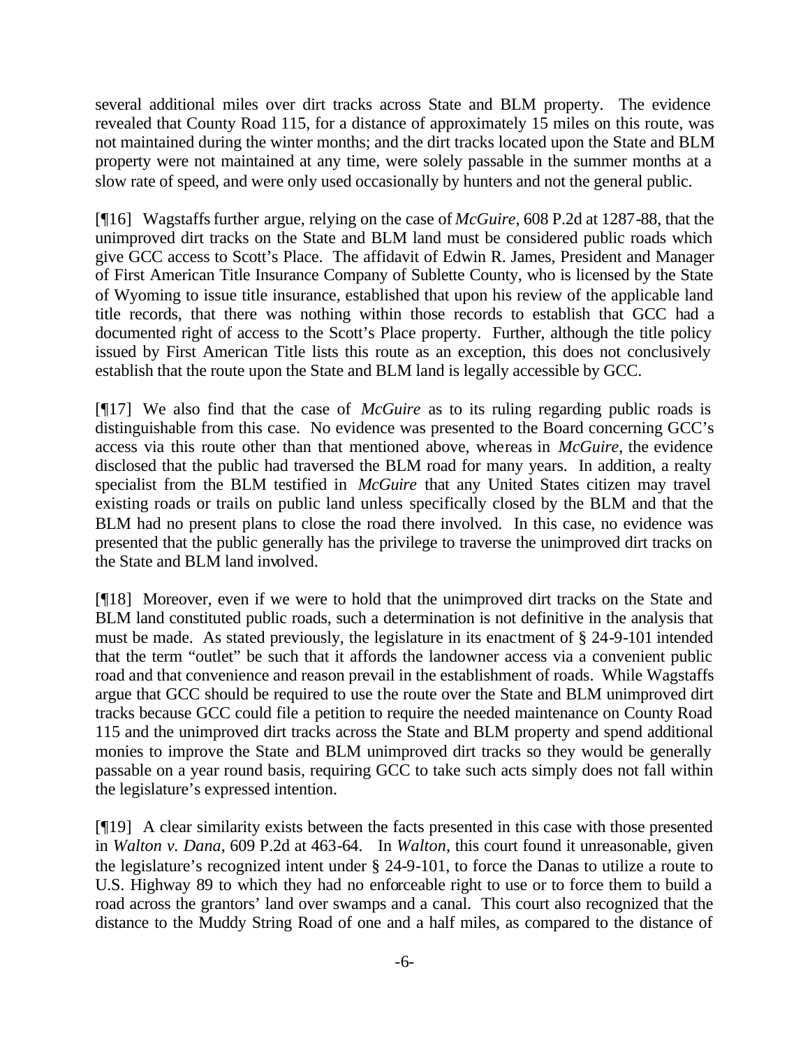several additional miles over dirt tracks across State and BLM property. The evidence revealed that County Road 115, for a distance of approximately 15 miles on this route, was not maintained during the winter months; and the dirt tracks located upon the State and BLM property were not maintained at any time, were solely passable in the summer months at a slow rate of speed, and were only used occasionally by hunters and not the general public.

[¶16] Wagstaffs further argue, relying on the case of *McGuire*, 608 P.2d at 1287-88, that the unimproved dirt tracks on the State and BLM land must be considered public roads which give GCC access to Scott's Place. The affidavit of Edwin R. James, President and Manager of First American Title Insurance Company of Sublette County, who is licensed by the State of Wyoming to issue title insurance, established that upon his review of the applicable land title records, that there was nothing within those records to establish that GCC had a documented right of access to the Scott's Place property. Further, although the title policy issued by First American Title lists this route as an exception, this does not conclusively establish that the route upon the State and BLM land is legally accessible by GCC.

[¶17] We also find that the case of *McGuire* as to its ruling regarding public roads is distinguishable from this case. No evidence was presented to the Board concerning GCC's access via this route other than that mentioned above, whereas in *McGuire*, the evidence disclosed that the public had traversed the BLM road for many years. In addition, a realty specialist from the BLM testified in *McGuire* that any United States citizen may travel existing roads or trails on public land unless specifically closed by the BLM and that the BLM had no present plans to close the road there involved. In this case, no evidence was presented that the public generally has the privilege to traverse the unimproved dirt tracks on the State and BLM land involved.

[¶18] Moreover, even if we were to hold that the unimproved dirt tracks on the State and BLM land constituted public roads, such a determination is not definitive in the analysis that must be made. As stated previously, the legislature in its enactment of § 24-9-101 intended that the term "outlet" be such that it affords the landowner access via a convenient public road and that convenience and reason prevail in the establishment of roads. While Wagstaffs argue that GCC should be required to use the route over the State and BLM unimproved dirt tracks because GCC could file a petition to require the needed maintenance on County Road 115 and the unimproved dirt tracks across the State and BLM property and spend additional monies to improve the State and BLM unimproved dirt tracks so they would be generally passable on a year round basis, requiring GCC to take such acts simply does not fall within the legislature's expressed intention.

[¶19] A clear similarity exists between the facts presented in this case with those presented in *Walton v. Dana*, 609 P.2d at 463-64. In *Walton*, this court found it unreasonable, given the legislature's recognized intent under § 24-9-101, to force the Danas to utilize a route to U.S. Highway 89 to which they had no enforceable right to use or to force them to build a road across the grantors' land over swamps and a canal. This court also recognized that the distance to the Muddy String Road of one and a half miles, as compared to the distance of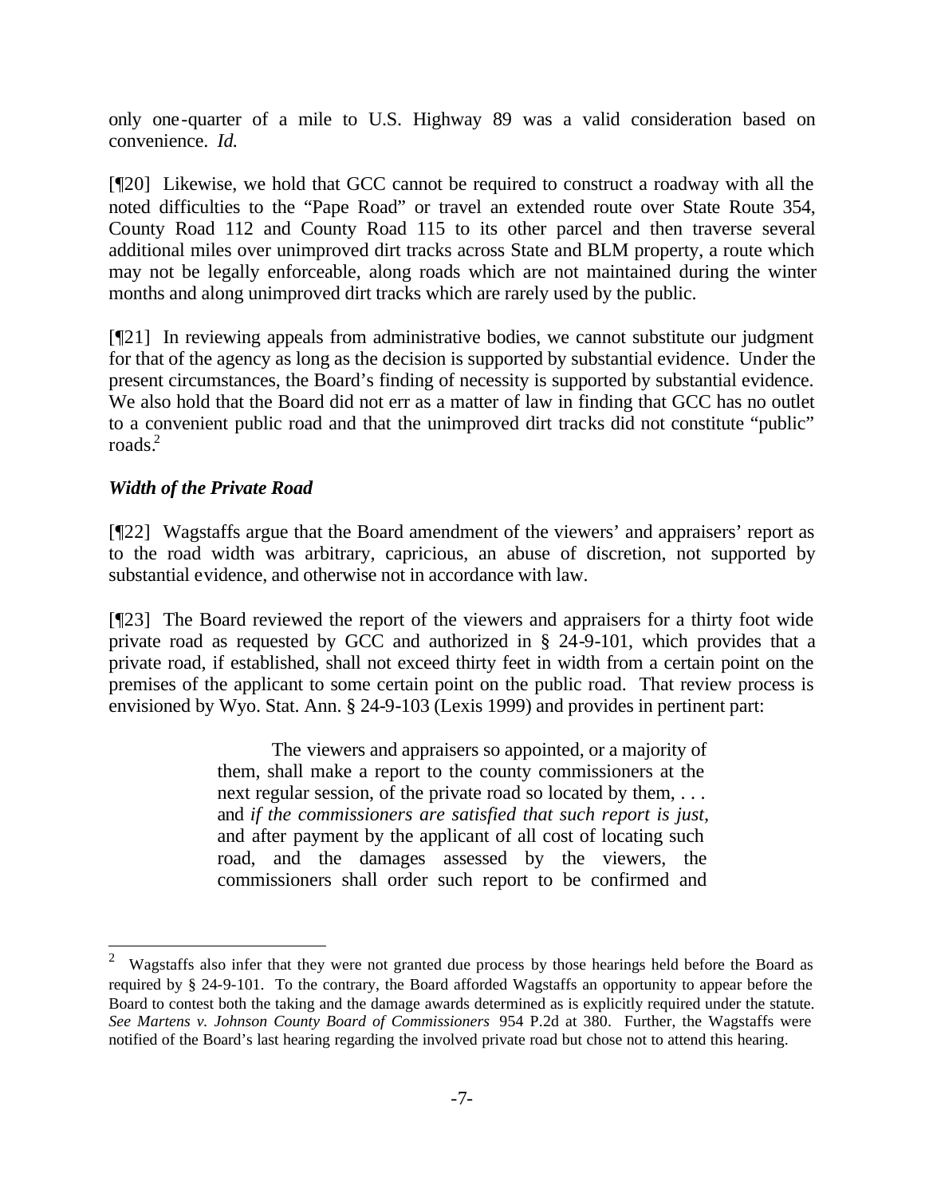only one-quarter of a mile to U.S. Highway 89 was a valid consideration based on convenience. *Id.*

[¶20] Likewise, we hold that GCC cannot be required to construct a roadway with all the noted difficulties to the "Pape Road" or travel an extended route over State Route 354, County Road 112 and County Road 115 to its other parcel and then traverse several additional miles over unimproved dirt tracks across State and BLM property, a route which may not be legally enforceable, along roads which are not maintained during the winter months and along unimproved dirt tracks which are rarely used by the public.

[¶21] In reviewing appeals from administrative bodies, we cannot substitute our judgment for that of the agency as long as the decision is supported by substantial evidence. Under the present circumstances, the Board's finding of necessity is supported by substantial evidence. We also hold that the Board did not err as a matter of law in finding that GCC has no outlet to a convenient public road and that the unimproved dirt tracks did not constitute "public" roads.[2]

### *Width of the Private Road*

[¶22] Wagstaffs argue that the Board amendment of the viewers' and appraisers' report as to the road width was arbitrary, capricious, an abuse of discretion, not supported by substantial evidence, and otherwise not in accordance with law.

[¶23] The Board reviewed the report of the viewers and appraisers for a thirty foot wide private road as requested by GCC and authorized in § 24-9-101, which provides that a private road, if established, shall not exceed thirty feet in width from a certain point on the premises of the applicant to some certain point on the public road. That review process is envisioned by Wyo. Stat. Ann. § 24-9-103 (Lexis 1999) and provides in pertinent part:

> The viewers and appraisers so appointed, or a majority of them, shall make a report to the county commissioners at the next regular session, of the private road so located by them, . . . and *if the commissioners are satisfied that such report is just*, and after payment by the applicant of all cost of locating such road, and the damages assessed by the viewers, the commissioners shall order such report to be confirmed and

---

[2] Wagstaffs also infer that they were not granted due process by those hearings held before the Board as required by § 24-9-101. To the contrary, the Board afforded Wagstaffs an opportunity to appear before the Board to contest both the taking and the damage awards determined as is explicitly required under the statute. *See Martens v. Johnson County Board of Commissioners* 954 P.2d at 380. Further, the Wagstaffs were notified of the Board's last hearing regarding the involved private road but chose not to attend this hearing.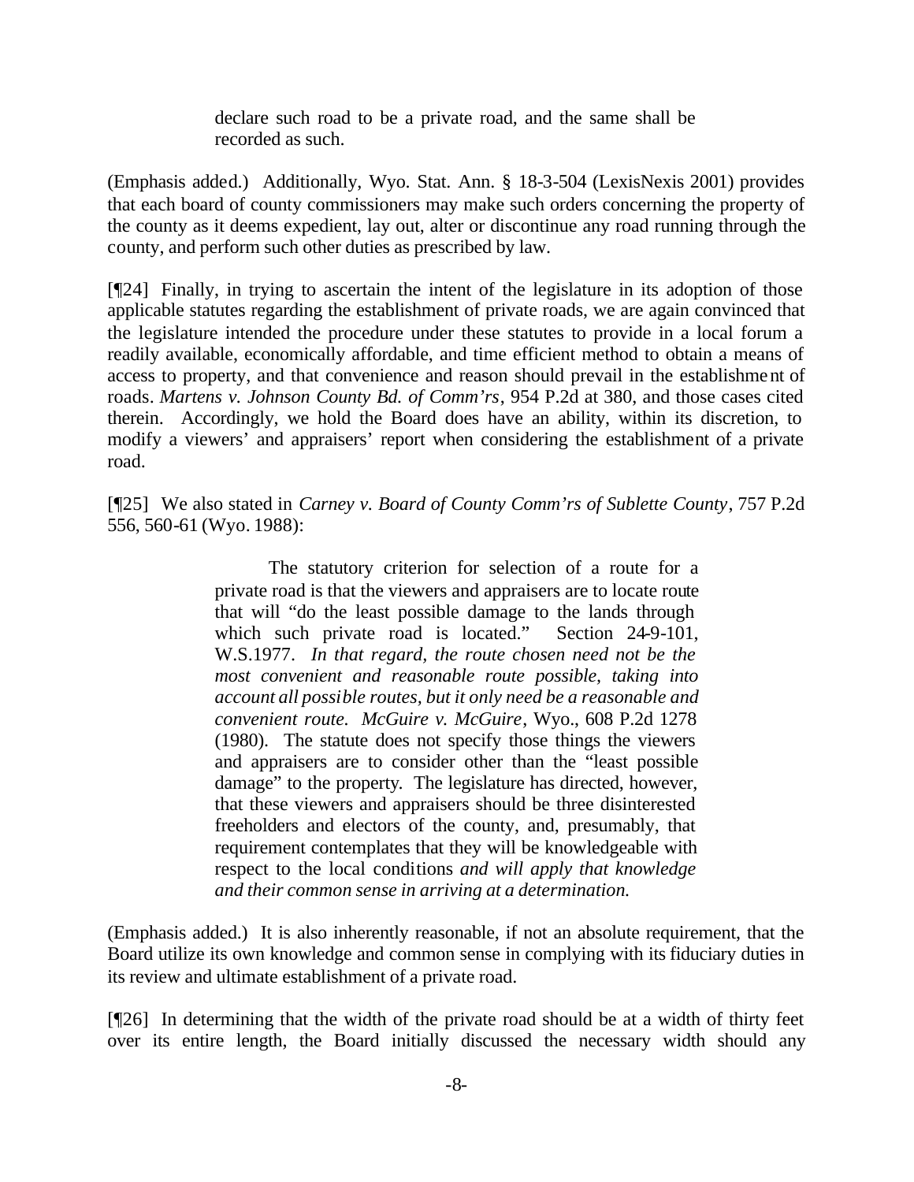> declare such road to be a private road, and the same shall be recorded as such.

(Emphasis added.) Additionally, Wyo. Stat. Ann. § 18-3-504 (LexisNexis 2001) provides that each board of county commissioners may make such orders concerning the property of the county as it deems expedient, lay out, alter or discontinue any road running through the county, and perform such other duties as prescribed by law.

[¶24] Finally, in trying to ascertain the intent of the legislature in its adoption of those applicable statutes regarding the establishment of private roads, we are again convinced that the legislature intended the procedure under these statutes to provide in a local forum a readily available, economically affordable, and time efficient method to obtain a means of access to property, and that convenience and reason should prevail in the establishment of roads. *Martens v. Johnson County Bd. of Comm'rs*, 954 P.2d at 380, and those cases cited therein. Accordingly, we hold the Board does have an ability, within its discretion, to modify a viewers' and appraisers' report when considering the establishment of a private road.

[¶25] We also stated in *Carney v. Board of County Comm'rs of Sublette County*, 757 P.2d 556, 560-61 (Wyo. 1988):

> The statutory criterion for selection of a route for a private road is that the viewers and appraisers are to locate route that will "do the least possible damage to the lands through which such private road is located." Section 24-9-101, W.S.1977. *In that regard, the route chosen need not be the most convenient and reasonable route possible, taking into account all possible routes, but it only need be a reasonable and convenient route. McGuire v. McGuire*, Wyo., 608 P.2d 1278 (1980). The statute does not specify those things the viewers and appraisers are to consider other than the "least possible damage" to the property. The legislature has directed, however, that these viewers and appraisers should be three disinterested freeholders and electors of the county, and, presumably, that requirement contemplates that they will be knowledgeable with respect to the local conditions *and will apply that knowledge and their common sense in arriving at a determination.*

(Emphasis added.) It is also inherently reasonable, if not an absolute requirement, that the Board utilize its own knowledge and common sense in complying with its fiduciary duties in its review and ultimate establishment of a private road.

[¶26] In determining that the width of the private road should be at a width of thirty feet over its entire length, the Board initially discussed the necessary width should any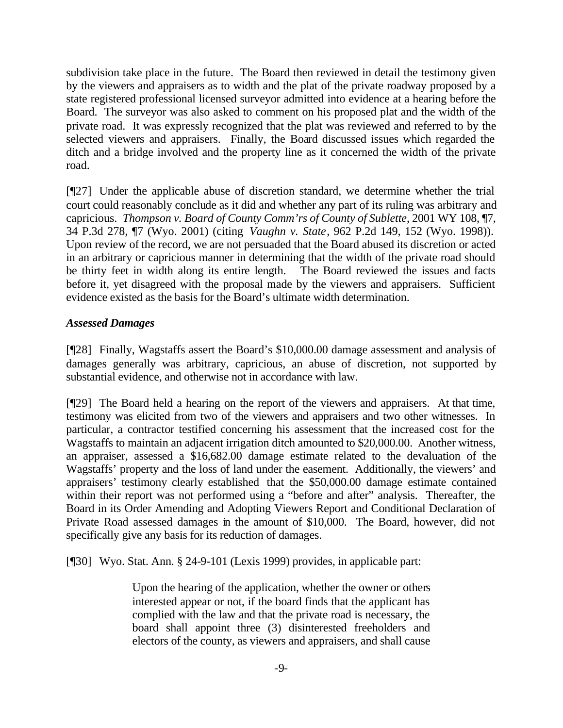subdivision take place in the future. The Board then reviewed in detail the testimony given by the viewers and appraisers as to width and the plat of the private roadway proposed by a state registered professional licensed surveyor admitted into evidence at a hearing before the Board. The surveyor was also asked to comment on his proposed plat and the width of the private road. It was expressly recognized that the plat was reviewed and referred to by the selected viewers and appraisers. Finally, the Board discussed issues which regarded the ditch and a bridge involved and the property line as it concerned the width of the private road.

[¶27] Under the applicable abuse of discretion standard, we determine whether the trial court could reasonably conclude as it did and whether any part of its ruling was arbitrary and capricious. *Thompson v. Board of County Comm'rs of County of Sublette*, 2001 WY 108, ¶7, 34 P.3d 278, ¶7 (Wyo. 2001) (citing *Vaughn v. State*, 962 P.2d 149, 152 (Wyo. 1998)). Upon review of the record, we are not persuaded that the Board abused its discretion or acted in an arbitrary or capricious manner in determining that the width of the private road should be thirty feet in width along its entire length. The Board reviewed the issues and facts before it, yet disagreed with the proposal made by the viewers and appraisers. Sufficient evidence existed as the basis for the Board's ultimate width determination.

***Assessed Damages***

[¶28] Finally, Wagstaffs assert the Board's $10,000.00 damage assessment and analysis of damages generally was arbitrary, capricious, an abuse of discretion, not supported by substantial evidence, and otherwise not in accordance with law.

[¶29] The Board held a hearing on the report of the viewers and appraisers. At that time, testimony was elicited from two of the viewers and appraisers and two other witnesses. In particular, a contractor testified concerning his assessment that the increased cost for the Wagstaffs to maintain an adjacent irrigation ditch amounted to $20,000.00. Another witness, an appraiser, assessed a $16,682.00 damage estimate related to the devaluation of the Wagstaffs' property and the loss of land under the easement. Additionally, the viewers' and appraisers' testimony clearly established that the $50,000.00 damage estimate contained within their report was not performed using a "before and after" analysis. Thereafter, the Board in its Order Amending and Adopting Viewers Report and Conditional Declaration of Private Road assessed damages in the amount of $10,000. The Board, however, did not specifically give any basis for its reduction of damages.

[¶30] Wyo. Stat. Ann. § 24-9-101 (Lexis 1999) provides, in applicable part:

> Upon the hearing of the application, whether the owner or others interested appear or not, if the board finds that the applicant has complied with the law and that the private road is necessary, the board shall appoint three (3) disinterested freeholders and electors of the county, as viewers and appraisers, and shall cause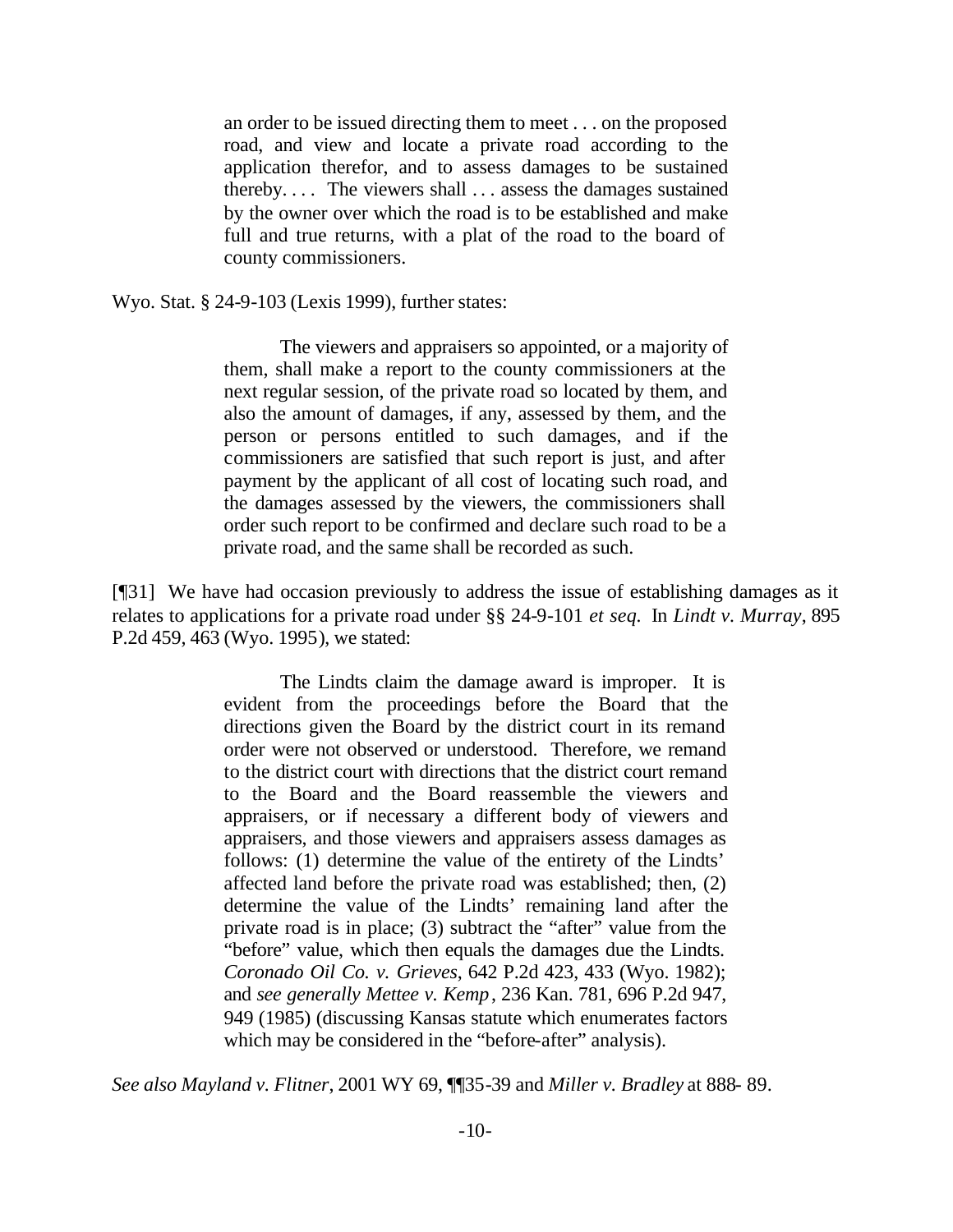> an order to be issued directing them to meet . . . on the proposed road, and view and locate a private road according to the application therefor, and to assess damages to be sustained thereby. . . . The viewers shall . . . assess the damages sustained by the owner over which the road is to be established and make full and true returns, with a plat of the road to the board of county commissioners.

Wyo. Stat. § 24-9-103 (Lexis 1999), further states:

> The viewers and appraisers so appointed, or a majority of them, shall make a report to the county commissioners at the next regular session, of the private road so located by them, and also the amount of damages, if any, assessed by them, and the person or persons entitled to such damages, and if the commissioners are satisfied that such report is just, and after payment by the applicant of all cost of locating such road, and the damages assessed by the viewers, the commissioners shall order such report to be confirmed and declare such road to be a private road, and the same shall be recorded as such.

[¶31] We have had occasion previously to address the issue of establishing damages as it relates to applications for a private road under §§ 24-9-101 *et seq.* In *Lindt v. Murray*, 895 P.2d 459, 463 (Wyo. 1995), we stated:

> The Lindts claim the damage award is improper. It is evident from the proceedings before the Board that the directions given the Board by the district court in its remand order were not observed or understood. Therefore, we remand to the district court with directions that the district court remand to the Board and the Board reassemble the viewers and appraisers, or if necessary a different body of viewers and appraisers, and those viewers and appraisers assess damages as follows: (1) determine the value of the entirety of the Lindts' affected land before the private road was established; then, (2) determine the value of the Lindts' remaining land after the private road is in place; (3) subtract the "after" value from the "before" value, which then equals the damages due the Lindts. *Coronado Oil Co. v. Grieves*, 642 P.2d 423, 433 (Wyo. 1982); and *see generally Mettee v. Kemp*, 236 Kan. 781, 696 P.2d 947, 949 (1985) (discussing Kansas statute which enumerates factors which may be considered in the "before-after" analysis).

*See also Mayland v. Flitner*, 2001 WY 69, ¶¶35-39 and *Miller v. Bradley* at 888- 89.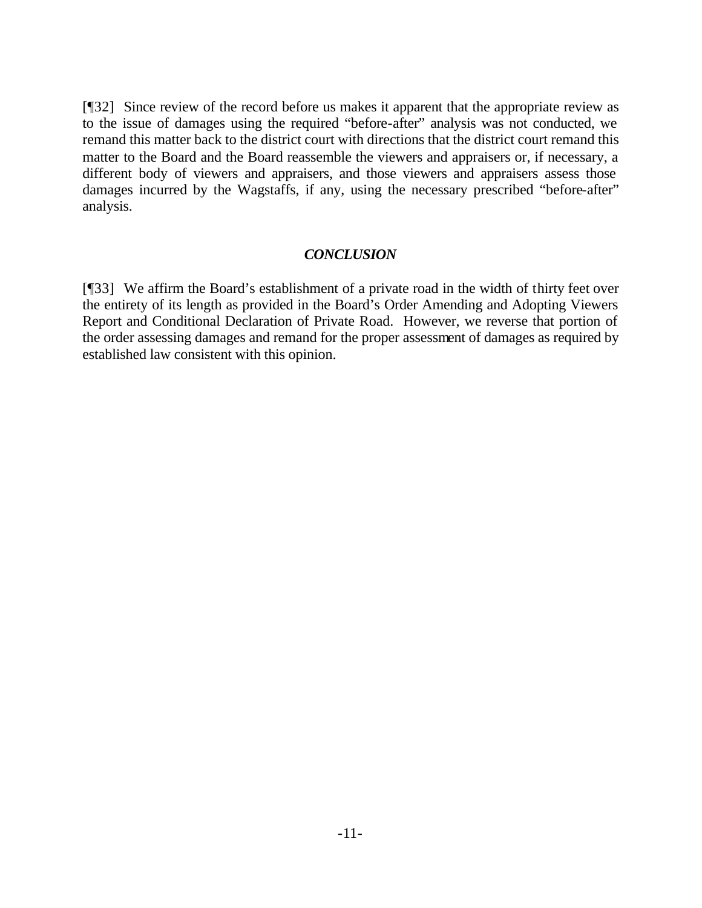[¶32] Since review of the record before us makes it apparent that the appropriate review as to the issue of damages using the required "before-after" analysis was not conducted, we remand this matter back to the district court with directions that the district court remand this matter to the Board and the Board reassemble the viewers and appraisers or, if necessary, a different body of viewers and appraisers, and those viewers and appraisers assess those damages incurred by the Wagstaffs, if any, using the necessary prescribed "before-after" analysis.

## *CONCLUSION*

[¶33] We affirm the Board's establishment of a private road in the width of thirty feet over the entirety of its length as provided in the Board's Order Amending and Adopting Viewers Report and Conditional Declaration of Private Road. However, we reverse that portion of the order assessing damages and remand for the proper assessment of damages as required by established law consistent with this opinion.